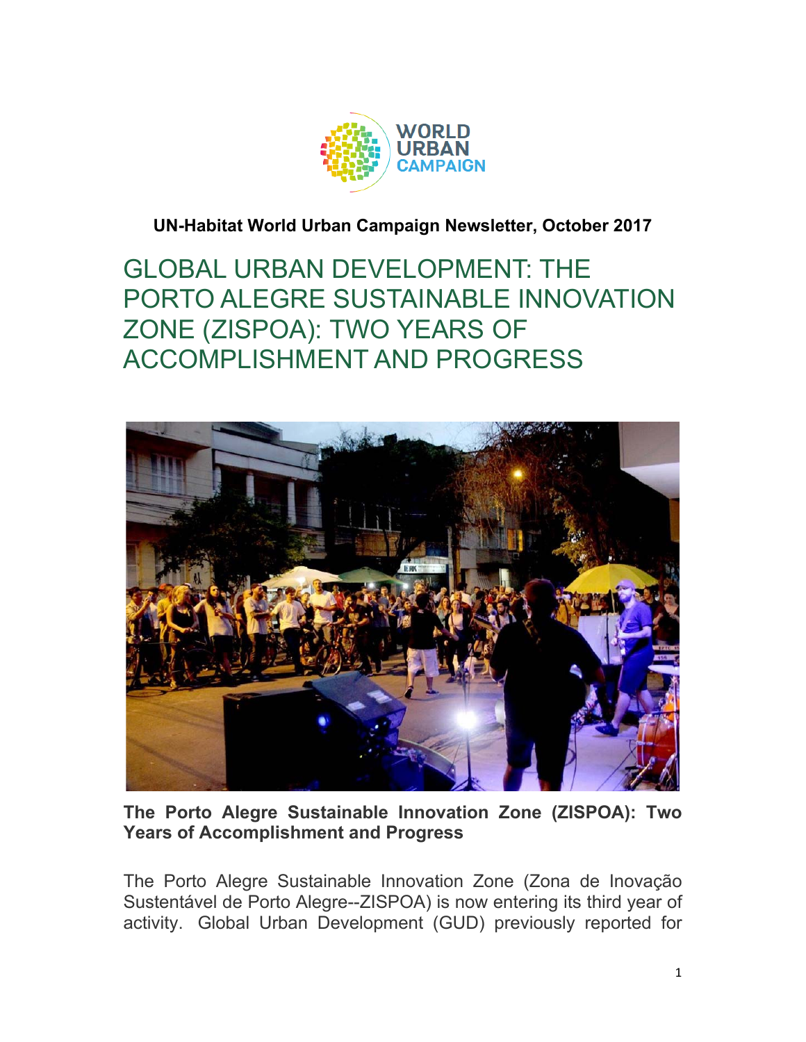**UN-Habitat World Urban Campaign Newsletter, October 2017**

# GLOBAL URBAN DEVELOPMENT: THE PORTO ALEGRE SUSTAINABLE INNOVATION ZONE (ZISPOA): TWO YEARS OF ACCOMPLISHMENT AND PROGRESS

**The Porto Alegre Sustainable Innovation Zone (ZISPOA): Two Years of Accomplishment and Progress**

The Porto Alegre Sustainable Innovation Zone (Zona de Inovação Sustentável de Porto Alegre--ZISPOA) is now entering its third year of activity. Global Urban Development (GUD) previously reported for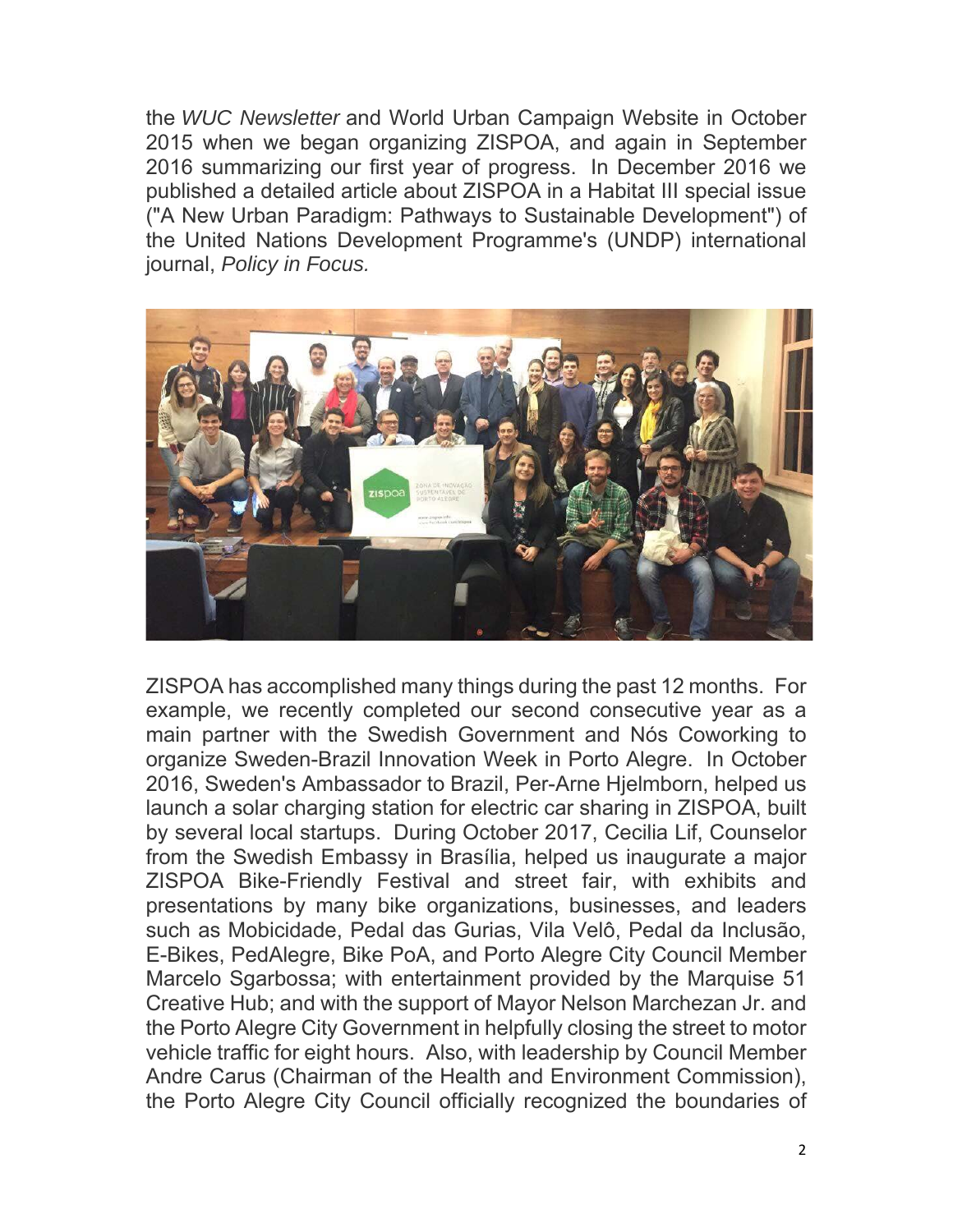the *WUC Newsletter* and World Urban Campaign Website in October 2015 when we began organizing ZISPOA, and again in September 2016 summarizing our first year of progress. In December 2016 we published a detailed article about ZISPOA in a Habitat III special issue ("A New Urban Paradigm: Pathways to Sustainable Development") of the United Nations Development Programme's (UNDP) international journal, *Policy in Focus.*

ZISPOA has accomplished many things during the past 12 months. For example, we recently completed our second consecutive year as a main partner with the Swedish Government and Nós Coworking to organize Sweden-Brazil Innovation Week in Porto Alegre. In October 2016, Sweden's Ambassador to Brazil, Per-Arne Hjelmborn, helped us launch a solar charging station for electric car sharing in ZISPOA, built by several local startups. During October 2017, Cecilia Lif, Counselor from the Swedish Embassy in Brasília, helped us inaugurate a major ZISPOA Bike-Friendly Festival and street fair, with exhibits and presentations by many bike organizations, businesses, and leaders such as Mobicidade, Pedal das Gurias, Vila Velô, Pedal da Inclusão, E-Bikes, PedAlegre, Bike PoA, and Porto Alegre City Council Member Marcelo Sgarbossa; with entertainment provided by the Marquise 51 Creative Hub; and with the support of Mayor Nelson Marchezan Jr. and the Porto Alegre City Government in helpfully closing the street to motor vehicle traffic for eight hours. Also, with leadership by Council Member Andre Carus (Chairman of the Health and Environment Commission), the Porto Alegre City Council officially recognized the boundaries of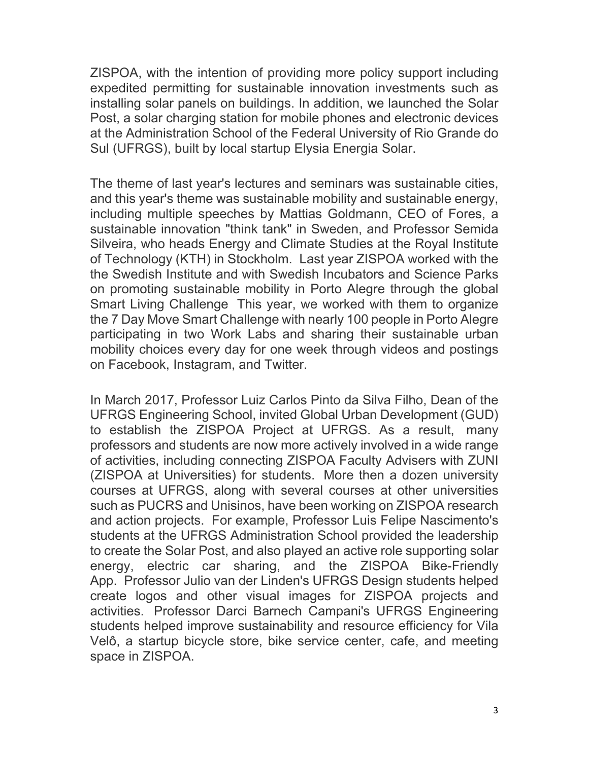ZISPOA, with the intention of providing more policy support including expedited permitting for sustainable innovation investments such as installing solar panels on buildings. In addition, we launched the Solar Post, a solar charging station for mobile phones and electronic devices at the Administration School of the Federal University of Rio Grande do Sul (UFRGS), built by local startup Elysia Energia Solar.

The theme of last year's lectures and seminars was sustainable cities, and this year's theme was sustainable mobility and sustainable energy, including multiple speeches by Mattias Goldmann, CEO of Fores, a sustainable innovation "think tank" in Sweden, and Professor Semida Silveira, who heads Energy and Climate Studies at the Royal Institute of Technology (KTH) in Stockholm. Last year ZISPOA worked with the the Swedish Institute and with Swedish Incubators and Science Parks on promoting sustainable mobility in Porto Alegre through the global Smart Living Challenge This year, we worked with them to organize the 7 Day Move Smart Challenge with nearly 100 people in Porto Alegre participating in two Work Labs and sharing their sustainable urban mobility choices every day for one week through videos and postings on Facebook, Instagram, and Twitter.

In March 2017, Professor Luiz Carlos Pinto da Silva Filho, Dean of the UFRGS Engineering School, invited Global Urban Development (GUD) to establish the ZISPOA Project at UFRGS. As a result, many professors and students are now more actively involved in a wide range of activities, including connecting ZISPOA Faculty Advisers with ZUNI (ZISPOA at Universities) for students. More then a dozen university courses at UFRGS, along with several courses at other universities such as PUCRS and Unisinos, have been working on ZISPOA research and action projects. For example, Professor Luis Felipe Nascimento's students at the UFRGS Administration School provided the leadership to create the Solar Post, and also played an active role supporting solar energy, electric car sharing, and the ZISPOA Bike-Friendly App. Professor Julio van der Linden's UFRGS Design students helped create logos and other visual images for ZISPOA projects and activities. Professor Darci Barnech Campani's UFRGS Engineering students helped improve sustainability and resource efficiency for Vila Velô, a startup bicycle store, bike service center, cafe, and meeting space in ZISPOA.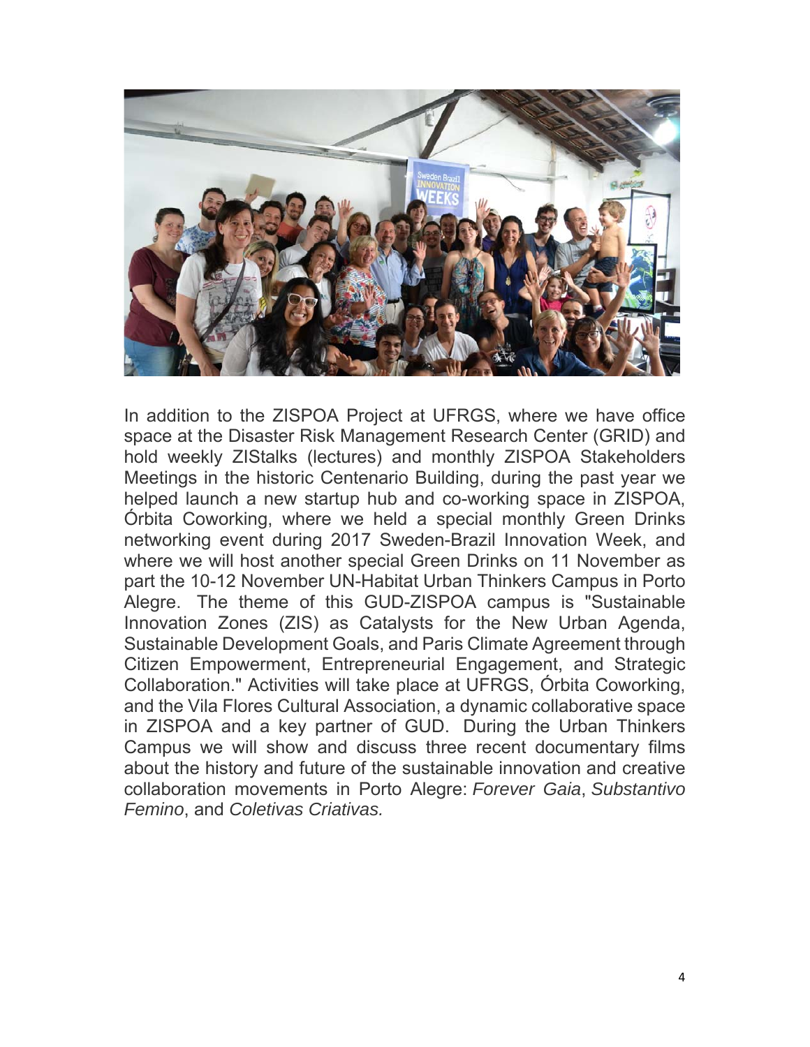In addition to the ZISPOA Project at UFRGS, where we have office space at the Disaster Risk Management Research Center (GRID) and hold weekly ZIStalks (lectures) and monthly ZISPOA Stakeholders Meetings in the historic Centenario Building, during the past year we helped launch a new startup hub and co-working space in ZISPOA, Órbita Coworking, where we held a special monthly Green Drinks networking event during 2017 Sweden-Brazil Innovation Week, and where we will host another special Green Drinks on 11 November as part the 10-12 November UN-Habitat Urban Thinkers Campus in Porto Alegre. The theme of this GUD-ZISPOA campus is "Sustainable Innovation Zones (ZIS) as Catalysts for the New Urban Agenda, Sustainable Development Goals, and Paris Climate Agreement through Citizen Empowerment, Entrepreneurial Engagement, and Strategic Collaboration." Activities will take place at UFRGS, Órbita Coworking, and the Vila Flores Cultural Association, a dynamic collaborative space in ZISPOA and a key partner of GUD. During the Urban Thinkers Campus we will show and discuss three recent documentary films about the history and future of the sustainable innovation and creative collaboration movements in Porto Alegre: *Forever Gaia*, *Substantivo Femino*, and *Coletivas Criativas.*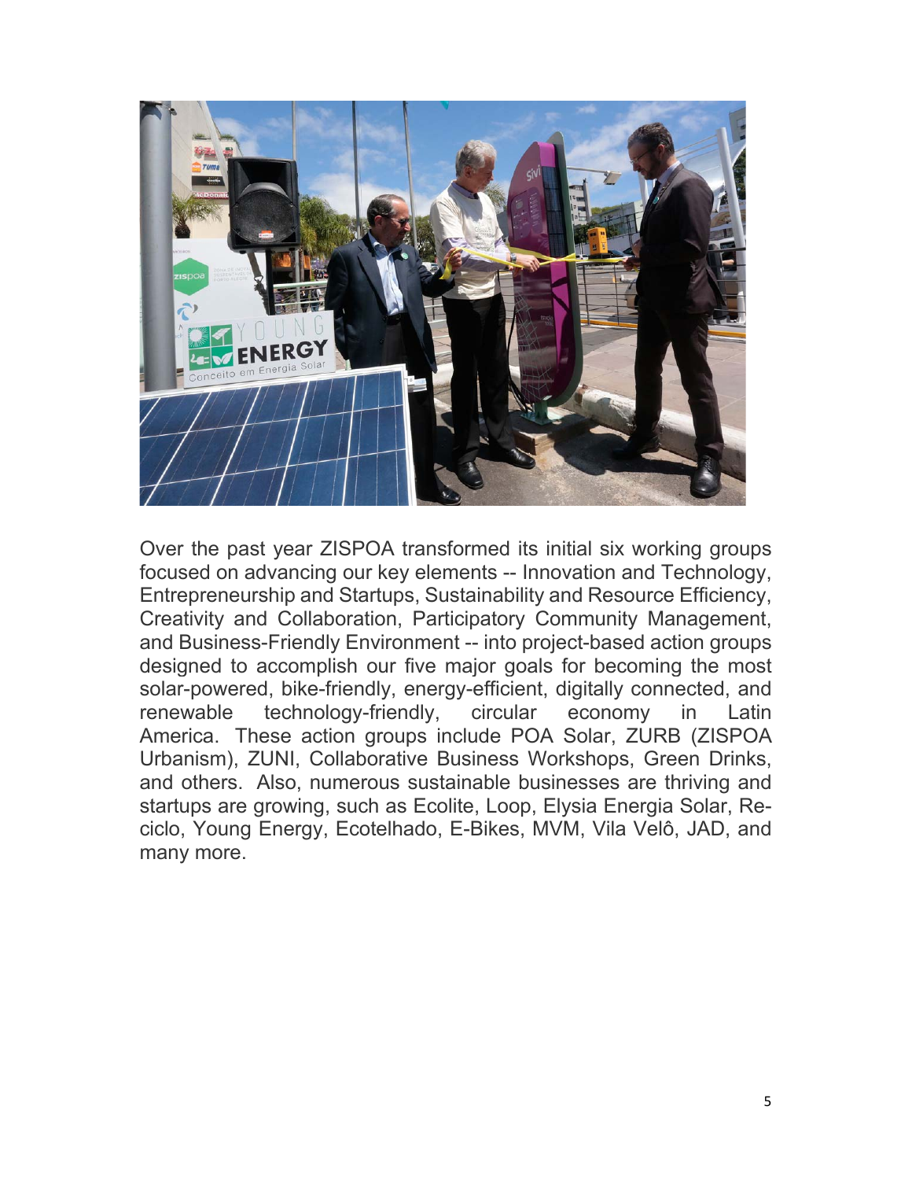Over the past year ZISPOA transformed its initial six working groups focused on advancing our key elements -- Innovation and Technology, Entrepreneurship and Startups, Sustainability and Resource Efficiency, Creativity and Collaboration, Participatory Community Management, and Business-Friendly Environment -- into project-based action groups designed to accomplish our five major goals for becoming the most solar-powered, bike-friendly, energy-efficient, digitally connected, and renewable technology-friendly, circular economy in Latin America. These action groups include POA Solar, ZURB (ZISPOA Urbanism), ZUNI, Collaborative Business Workshops, Green Drinks, and others. Also, numerous sustainable businesses are thriving and startups are growing, such as Ecolite, Loop, Elysia Energia Solar, Re-ciclo, Young Energy, Ecotelhado, E-Bikes, MVM, Vila Velô, JAD, and many more.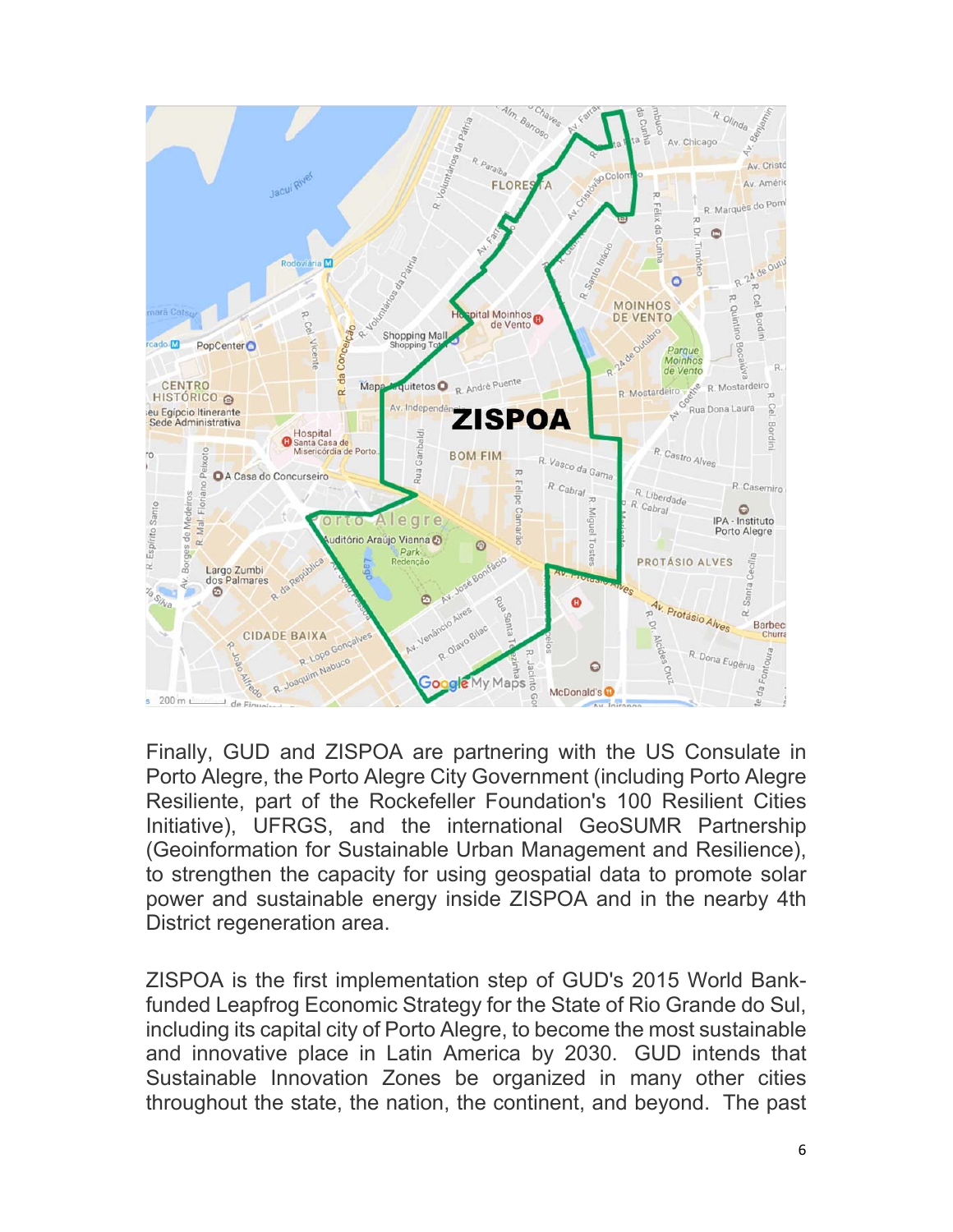Finally, GUD and ZISPOA are partnering with the US Consulate in Porto Alegre, the Porto Alegre City Government (including Porto Alegre Resiliente, part of the Rockefeller Foundation's 100 Resilient Cities Initiative), UFRGS, and the international GeoSUMR Partnership (Geoinformation for Sustainable Urban Management and Resilience), to strengthen the capacity for using geospatial data to promote solar power and sustainable energy inside ZISPOA and in the nearby 4th District regeneration area.

ZISPOA is the first implementation step of GUD's 2015 World Bank-funded Leapfrog Economic Strategy for the State of Rio Grande do Sul, including its capital city of Porto Alegre, to become the most sustainable and innovative place in Latin America by 2030. GUD intends that Sustainable Innovation Zones be organized in many other cities throughout the state, the nation, the continent, and beyond. The past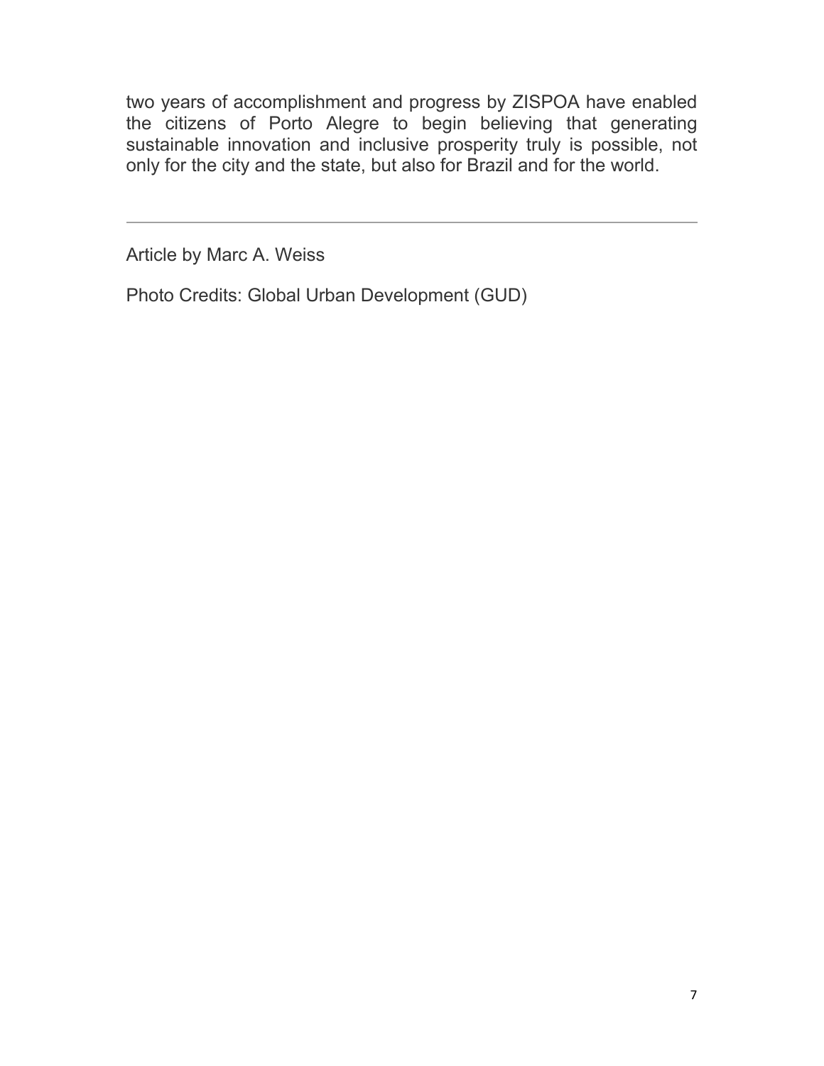two years of accomplishment and progress by ZISPOA have enabled the citizens of Porto Alegre to begin believing that generating sustainable innovation and inclusive prosperity truly is possible, not only for the city and the state, but also for Brazil and for the world.

---

Article by Marc A. Weiss

Photo Credits: Global Urban Development (GUD)